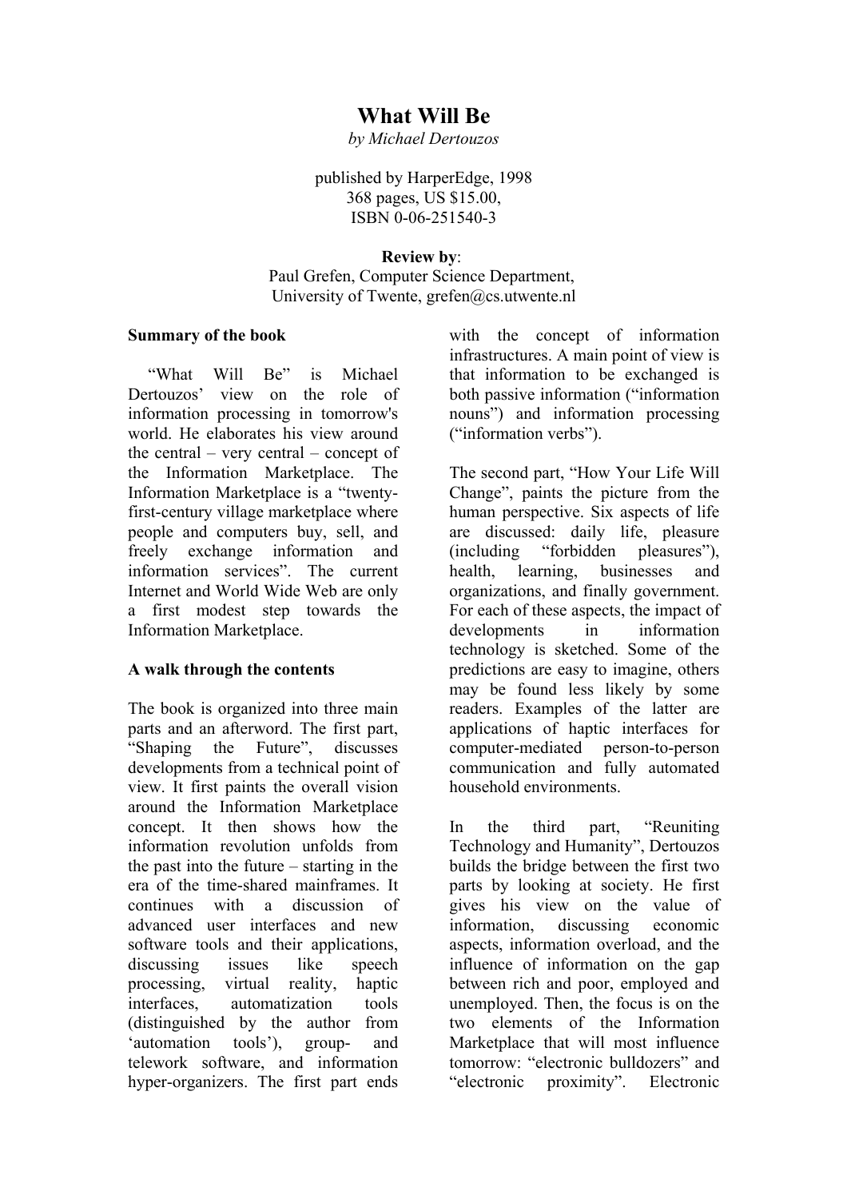# What Will Be

*by Michael Dertouzos*

published by HarperEdge, 1998
368 pages, US $15.00,
ISBN 0-06-251540-3

**Review by**:
Paul Grefen, Computer Science Department,
University of Twente, grefen@cs.utwente.nl

**Summary of the book**

"What Will Be" is Michael Dertouzos' view on the role of information processing in tomorrow's world. He elaborates his view around the central – very central – concept of the Information Marketplace. The Information Marketplace is a "twenty-first-century village marketplace where people and computers buy, sell, and freely exchange information and information services". The current Internet and World Wide Web are only a first modest step towards the Information Marketplace.

**A walk through the contents**

The book is organized into three main parts and an afterword. The first part, "Shaping the Future", discusses developments from a technical point of view. It first paints the overall vision around the Information Marketplace concept. It then shows how the information revolution unfolds from the past into the future – starting in the era of the time-shared mainframes. It continues with a discussion of advanced user interfaces and new software tools and their applications, discussing issues like speech processing, virtual reality, haptic interfaces, automatization tools (distinguished by the author from 'automation tools'), group- and telework software, and information hyper-organizers. The first part ends with the concept of information infrastructures. A main point of view is that information to be exchanged is both passive information ("information nouns") and information processing ("information verbs").

The second part, "How Your Life Will Change", paints the picture from the human perspective. Six aspects of life are discussed: daily life, pleasure (including "forbidden pleasures"), health, learning, businesses and organizations, and finally government. For each of these aspects, the impact of developments in information technology is sketched. Some of the predictions are easy to imagine, others may be found less likely by some readers. Examples of the latter are applications of haptic interfaces for computer-mediated person-to-person communication and fully automated household environments.

In the third part, "Reuniting Technology and Humanity", Dertouzos builds the bridge between the first two parts by looking at society. He first gives his view on the value of information, discussing economic aspects, information overload, and the influence of information on the gap between rich and poor, employed and unemployed. Then, the focus is on the two elements of the Information Marketplace that will most influence tomorrow: "electronic bulldozers" and "electronic proximity". Electronic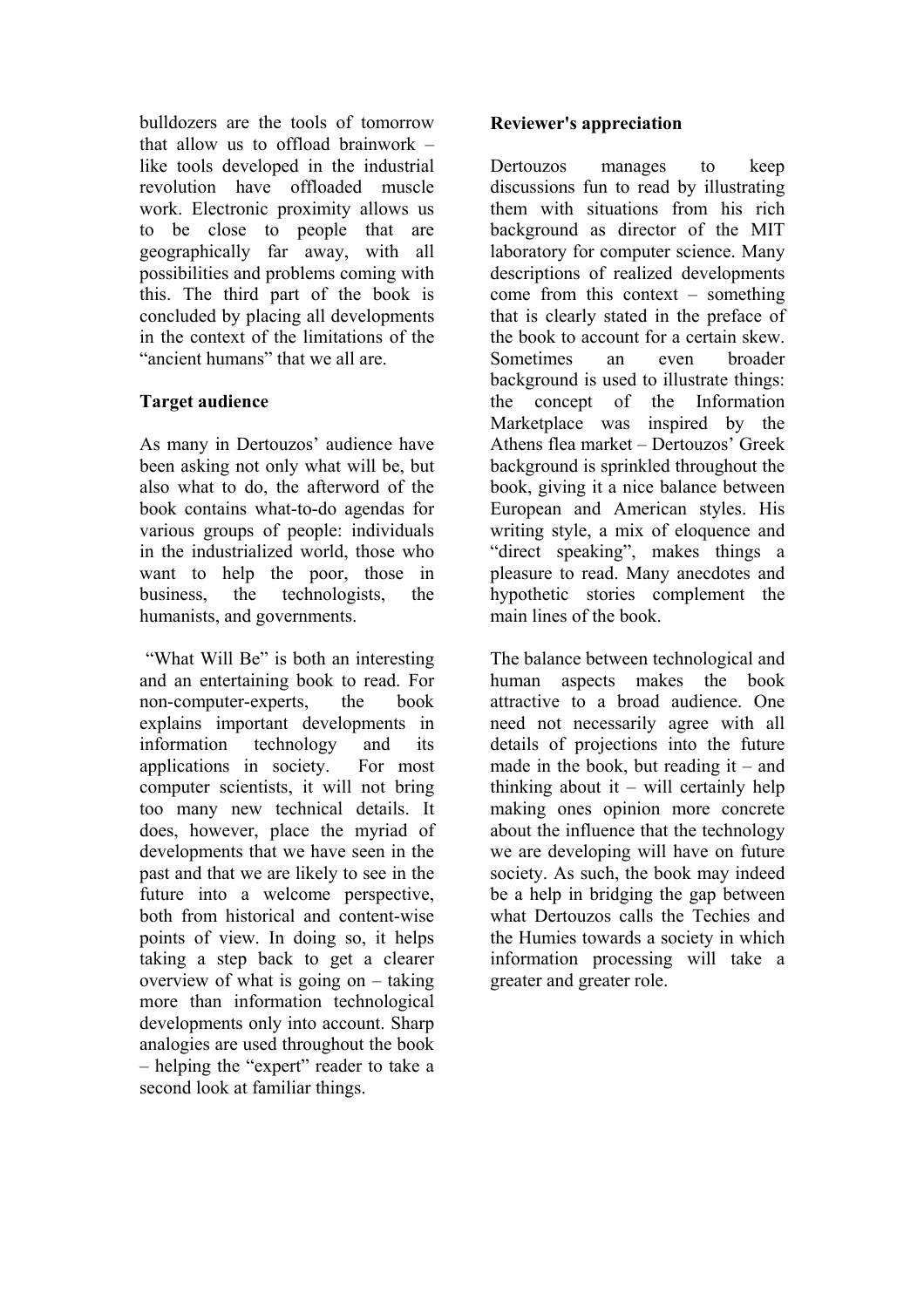bulldozers are the tools of tomorrow that allow us to offload brainwork – like tools developed in the industrial revolution have offloaded muscle work. Electronic proximity allows us to be close to people that are geographically far away, with all possibilities and problems coming with this. The third part of the book is concluded by placing all developments in the context of the limitations of the "ancient humans" that we all are.

**Target audience**

As many in Dertouzos' audience have been asking not only what will be, but also what to do, the afterword of the book contains what-to-do agendas for various groups of people: individuals in the industrialized world, those who want to help the poor, those in business, the technologists, the humanists, and governments.

"What Will Be" is both an interesting and an entertaining book to read. For non-computer-experts, the book explains important developments in information technology and its applications in society. For most computer scientists, it will not bring too many new technical details. It does, however, place the myriad of developments that we have seen in the past and that we are likely to see in the future into a welcome perspective, both from historical and content-wise points of view. In doing so, it helps taking a step back to get a clearer overview of what is going on – taking more than information technological developments only into account. Sharp analogies are used throughout the book – helping the "expert" reader to take a second look at familiar things.

**Reviewer's appreciation**

Dertouzos manages to keep discussions fun to read by illustrating them with situations from his rich background as director of the MIT laboratory for computer science. Many descriptions of realized developments come from this context – something that is clearly stated in the preface of the book to account for a certain skew. Sometimes an even broader background is used to illustrate things: the concept of the Information Marketplace was inspired by the Athens flea market – Dertouzos' Greek background is sprinkled throughout the book, giving it a nice balance between European and American styles. His writing style, a mix of eloquence and "direct speaking", makes things a pleasure to read. Many anecdotes and hypothetic stories complement the main lines of the book.

The balance between technological and human aspects makes the book attractive to a broad audience. One need not necessarily agree with all details of projections into the future made in the book, but reading it – and thinking about it – will certainly help making ones opinion more concrete about the influence that the technology we are developing will have on future society. As such, the book may indeed be a help in bridging the gap between what Dertouzos calls the Techies and the Humies towards a society in which information processing will take a greater and greater role.